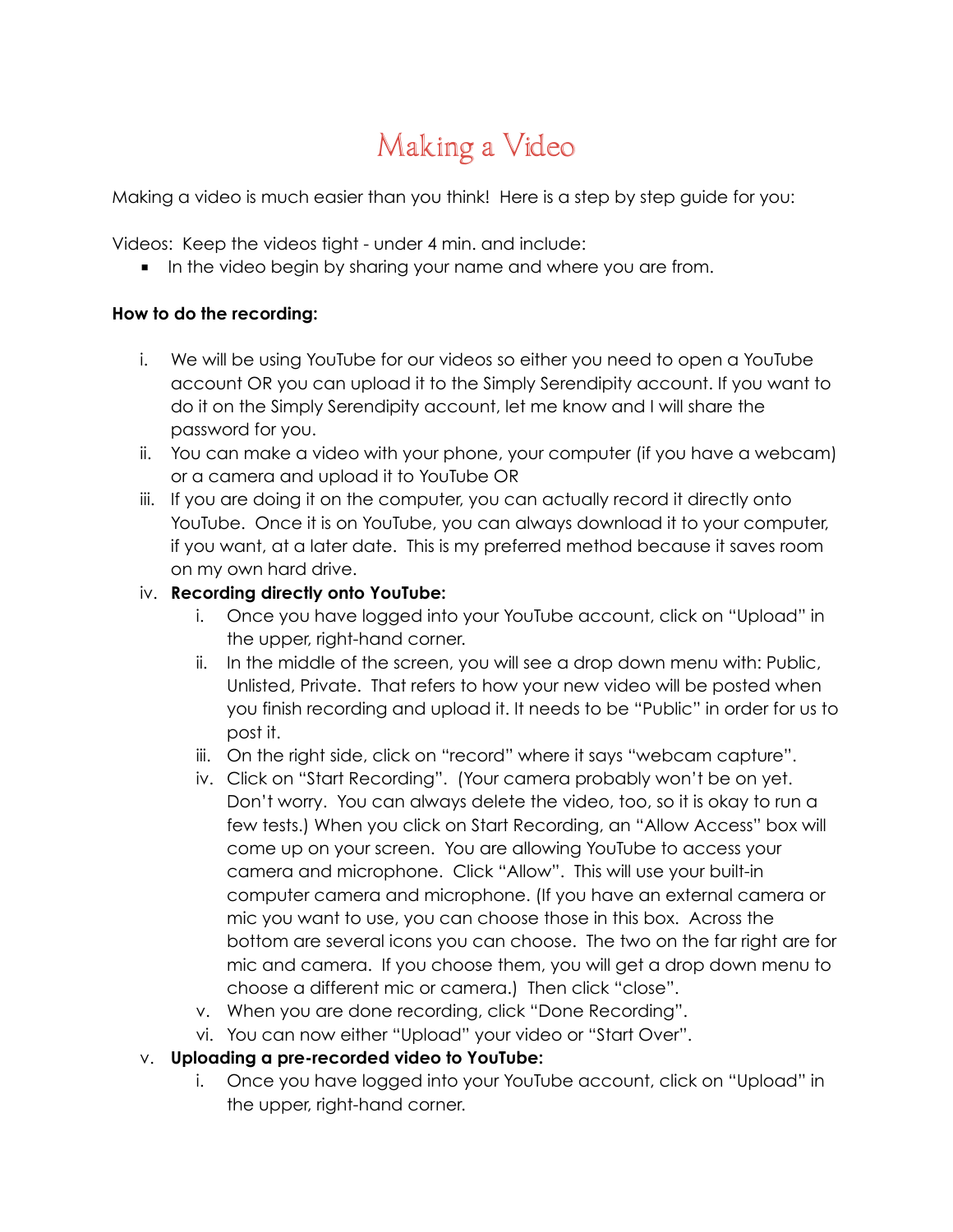# Making a Video

Making a video is much easier than you think! Here is a step by step guide for you:

Videos: Keep the videos tight - under 4 min. and include:

- In the video begin by sharing your name and where you are from.

**How to do the recording:**

i. We will be using YouTube for our videos so either you need to open a YouTube account OR you can upload it to the Simply Serendipity account. If you want to do it on the Simply Serendipity account, let me know and I will share the password for you.

ii. You can make a video with your phone, your computer (if you have a webcam) or a camera and upload it to YouTube OR

iii. If you are doing it on the computer, you can actually record it directly onto YouTube. Once it is on YouTube, you can always download it to your computer, if you want, at a later date. This is my preferred method because it saves room on my own hard drive.

iv. **Recording directly onto YouTube:**

   i. Once you have logged into your YouTube account, click on "Upload" in the upper, right-hand corner.

   ii. In the middle of the screen, you will see a drop down menu with: Public, Unlisted, Private. That refers to how your new video will be posted when you finish recording and upload it. It needs to be "Public" in order for us to post it.

   iii. On the right side, click on "record" where it says "webcam capture".

   iv. Click on "Start Recording". (Your camera probably won't be on yet. Don't worry. You can always delete the video, too, so it is okay to run a few tests.) When you click on Start Recording, an "Allow Access" box will come up on your screen. You are allowing YouTube to access your camera and microphone. Click "Allow". This will use your built-in computer camera and microphone. (If you have an external camera or mic you want to use, you can choose those in this box. Across the bottom are several icons you can choose. The two on the far right are for mic and camera. If you choose them, you will get a drop down menu to choose a different mic or camera.) Then click "close".

   v. When you are done recording, click "Done Recording".

   vi. You can now either "Upload" your video or "Start Over".

v. **Uploading a pre-recorded video to YouTube:**

   i. Once you have logged into your YouTube account, click on "Upload" in the upper, right-hand corner.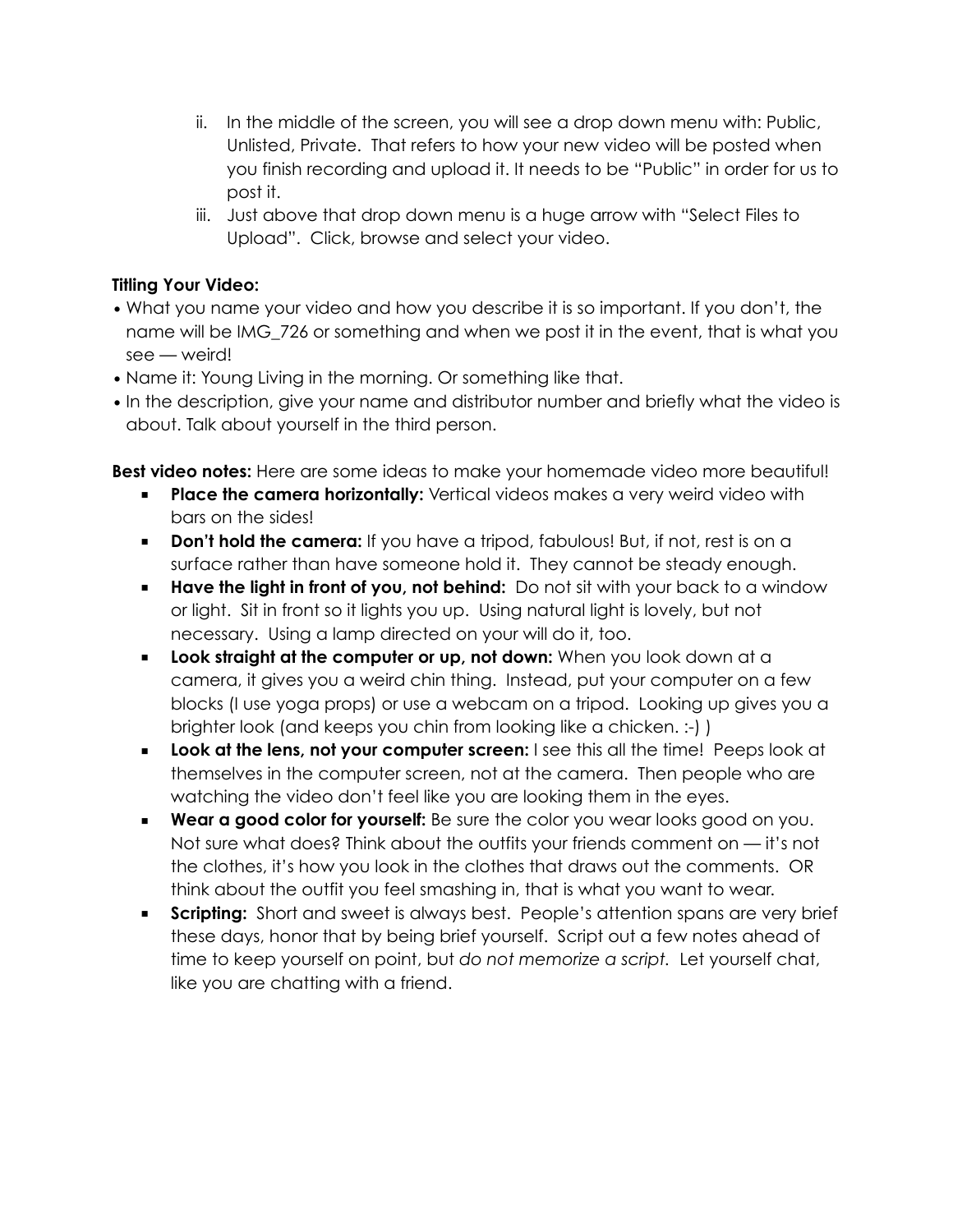ii. In the middle of the screen, you will see a drop down menu with: Public, Unlisted, Private. That refers to how your new video will be posted when you finish recording and upload it. It needs to be "Public" in order for us to post it.

iii. Just above that drop down menu is a huge arrow with "Select Files to Upload". Click, browse and select your video.

**Titling Your Video:**

- What you name your video and how you describe it is so important. If you don't, the name will be IMG_726 or something and when we post it in the event, that is what you see — weird!
- Name it: Young Living in the morning. Or something like that.
- In the description, give your name and distributor number and briefly what the video is about. Talk about yourself in the third person.

**Best video notes:** Here are some ideas to make your homemade video more beautiful!

- **Place the camera horizontally:** Vertical videos makes a very weird video with bars on the sides!
- **Don't hold the camera:** If you have a tripod, fabulous! But, if not, rest is on a surface rather than have someone hold it. They cannot be steady enough.
- **Have the light in front of you, not behind:** Do not sit with your back to a window or light. Sit in front so it lights you up. Using natural light is lovely, but not necessary. Using a lamp directed on your will do it, too.
- **Look straight at the computer or up, not down:** When you look down at a camera, it gives you a weird chin thing. Instead, put your computer on a few blocks (I use yoga props) or use a webcam on a tripod. Looking up gives you a brighter look (and keeps you chin from looking like a chicken. :-) )
- **Look at the lens, not your computer screen:** I see this all the time! Peeps look at themselves in the computer screen, not at the camera. Then people who are watching the video don't feel like you are looking them in the eyes.
- **Wear a good color for yourself:** Be sure the color you wear looks good on you. Not sure what does? Think about the outfits your friends comment on — it's not the clothes, it's how you look in the clothes that draws out the comments. OR think about the outfit you feel smashing in, that is what you want to wear.
- **Scripting:** Short and sweet is always best. People's attention spans are very brief these days, honor that by being brief yourself. Script out a few notes ahead of time to keep yourself on point, but *do not memorize a script.* Let yourself chat, like you are chatting with a friend.